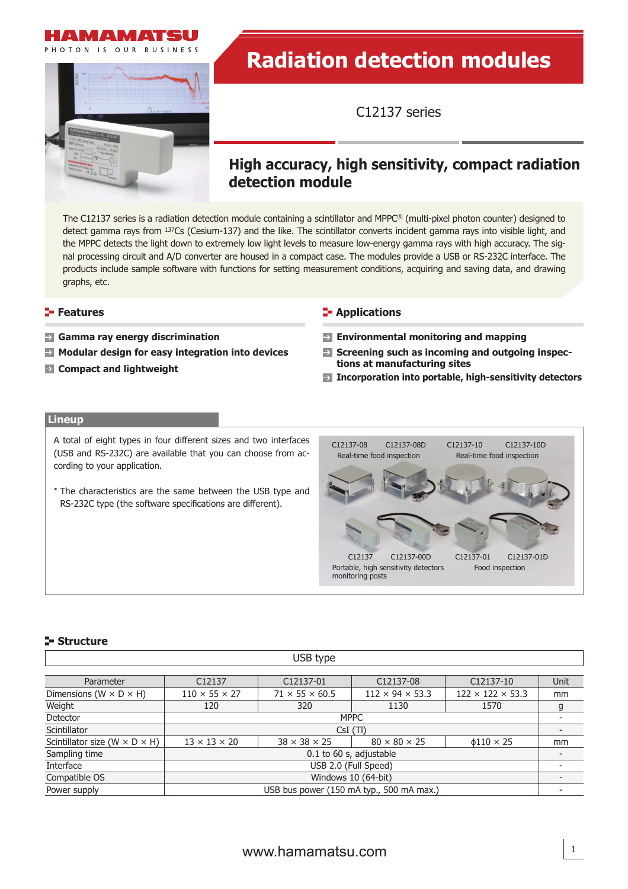# Radiation detection modules

C12137 series

## High accuracy, high sensitivity, compact radiation detection module

The C12137 series is a radiation detection module containing a scintillator and MPPC® (multi-pixel photon counter) designed to detect gamma rays from $^{137}$Cs (Cesium-137) and the like. The scintillator converts incident gamma rays into visible light, and the MPPC detects the light down to extremely low light levels to measure low-energy gamma rays with high accuracy. The signal processing circuit and A/D converter are housed in a compact case. The modules provide a USB or RS-232C interface. The products include sample software with functions for setting measurement conditions, acquiring and saving data, and drawing graphs, etc.

### Features

- **Gamma ray energy discrimination**
- **Modular design for easy integration into devices**
- **Compact and lightweight**

### Applications

- **Environmental monitoring and mapping**
- **Screening such as incoming and outgoing inspections at manufacturing sites**
- **Incorporation into portable, high-sensitivity detectors**

### Lineup

A total of eight types in four different sizes and two interfaces (USB and RS-232C) are available that you can choose from according to your application.

\* The characteristics are the same between the USB type and RS-232C type (the software specifications are different).

C12137-08 C12137-08D Real-time food inspection

C12137-10 C12137-10D Real-time food inspection

C12137 C12137-00D Portable, high sensitivity detectors monitoring posts

C12137-01 C12137-01D Food inspection

### Structure

USB type

| Parameter | C12137 | C12137-01 | C12137-08 | C12137-10 | Unit |
|---|---|---|---|---|---|
| Dimensions (W × D × H) | 110 × 55 × 27 | 71 × 55 × 60.5 | 112 × 94 × 53.3 | 122 × 122 × 53.3 | mm |
| Weight | 120 | 320 | 1130 | 1570 | g |
| Detector | MPPC | | | | - |
| Scintillator | CsI (Tl) | | | | - |
| Scintillator size (W × D × H) | 13 × 13 × 20 | 38 × 38 × 25 | 80 × 80 × 25 | ϕ110 × 25 | mm |
| Sampling time | 0.1 to 60 s, adjustable | | | | - |
| Interface | USB 2.0 (Full Speed) | | | | - |
| Compatible OS | Windows 10 (64-bit) | | | | - |
| Power supply | USB bus power (150 mA typ., 500 mA max.) | | | | - |

www.hamamatsu.com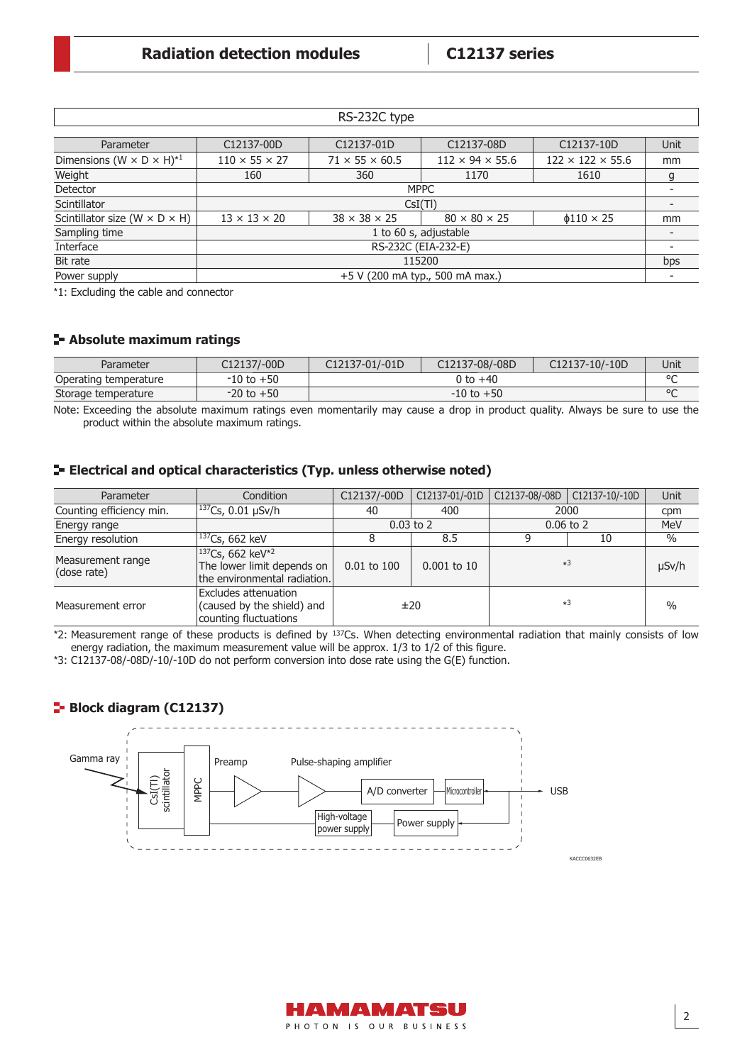| RS-232C type | | | | | |
|---|---|---|---|---|---|
| Parameter | C12137-00D | C12137-01D | C12137-08D | C12137-10D | Unit |
| Dimensions (W × D × H)*1 | 110 × 55 × 27 | 71 × 55 × 60.5 | 112 × 94 × 55.6 | 122 × 122 × 55.6 | mm |
| Weight | 160 | 360 | 1170 | 1610 | g |
| Detector | MPPC | | | | - |
| Scintillator | CsI(Tl) | | | | - |
| Scintillator size (W × D × H) | 13 × 13 × 20 | 38 × 38 × 25 | 80 × 80 × 25 | ϕ110 × 25 | mm |
| Sampling time | 1 to 60 s, adjustable | | | | - |
| Interface | RS-232C (EIA-232-E) | | | | - |
| Bit rate | 115200 | | | | bps |
| Power supply | +5 V (200 mA typ., 500 mA max.) | | | | - |

*1: Excluding the cable and connector

## Absolute maximum ratings

| Parameter | C12137/-00D | C12137-01/-01D | C12137-08/-08D | C12137-10/-10D | Unit |
|---|---|---|---|---|---|
| Operating temperature | -10 to +50 | 0 to +40 | | | °C |
| Storage temperature | -20 to +50 | -10 to +50 | | | °C |

Note: Exceeding the absolute maximum ratings even momentarily may cause a drop in product quality. Always be sure to use the product within the absolute maximum ratings.

## Electrical and optical characteristics (Typ. unless otherwise noted)

| Parameter | Condition | C12137/-00D | C12137-01/-01D | C12137-08/-08D | C12137-10/-10D | Unit |
|---|---|---|---|---|---|---|
| Counting efficiency min. | $^{137}$Cs, 0.01 μSv/h | 40 | 400 | 2000 | | cpm |
| Energy range | | 0.03 to 2 | | 0.06 to 2 | | MeV |
| Energy resolution | $^{137}$Cs, 662 keV | 8 | 8.5 | 9 | 10 | % |
| Measurement range (dose rate) | $^{137}$Cs, 662 keV*2 The lower limit depends on the environmental radiation. | 0.01 to 100 | 0.001 to 10 | *3 | | μSv/h |
| Measurement error | Excludes attenuation (caused by the shield) and counting fluctuations | ±20 | | *3 | | % |

*2: Measurement range of these products is defined by $^{137}$Cs. When detecting environmental radiation that mainly consists of low energy radiation, the maximum measurement value will be approx. 1/3 to 1/2 of this figure.

*3: C12137-08/-08D/-10/-10D do not perform conversion into dose rate using the G(E) function.

## Block diagram (C12137)

Gamma ray → CsI(Tl) scintillator → MPPC → Preamp → Pulse-shaping amplifier → A/D converter → Microcontroller ↔ USB

High-voltage power supply ← Power supply

KACCC0632EB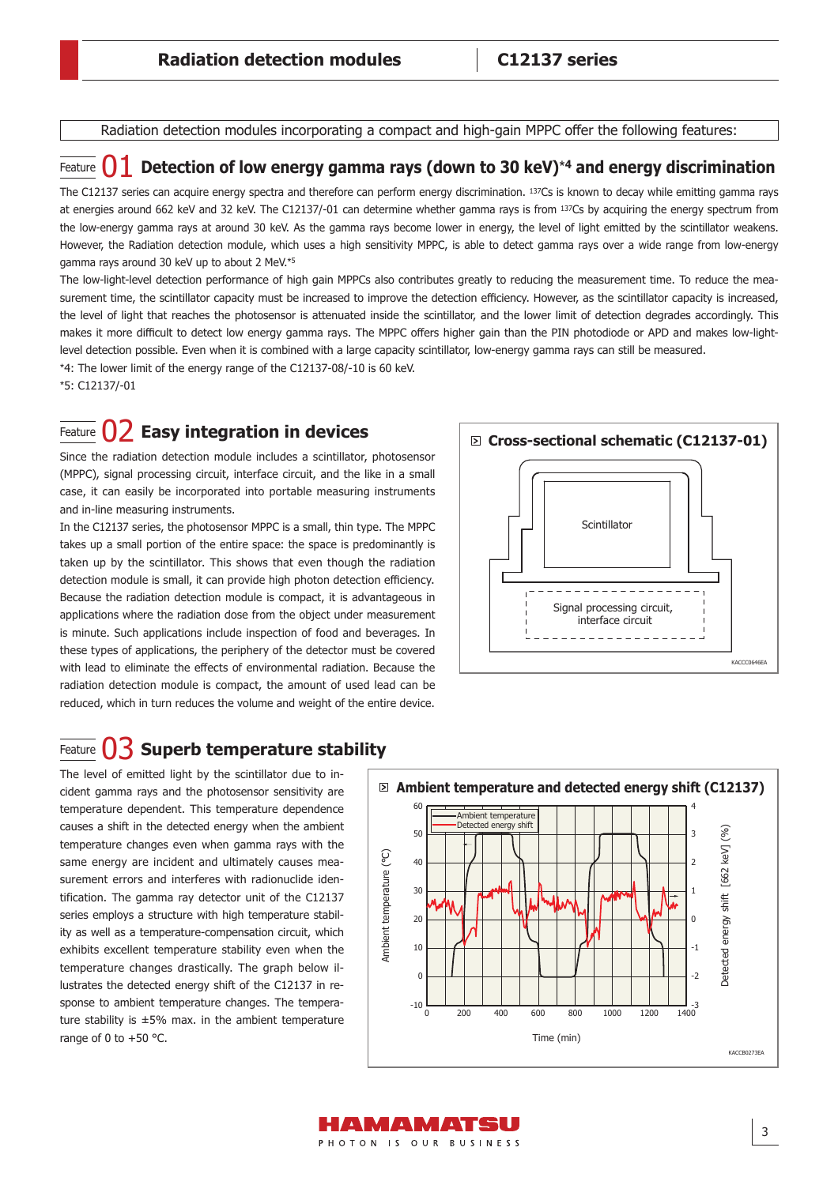Radiation detection modules incorporating a compact and high-gain MPPC offer the following features:

## Feature 01 Detection of low energy gamma rays (down to 30 keV)*4 and energy discrimination

The C12137 series can acquire energy spectra and therefore can perform energy discrimination. $^{137}Cs$ is known to decay while emitting gamma rays at energies around 662 keV and 32 keV. The C12137/-01 can determine whether gamma rays is from $^{137}Cs$ by acquiring the energy spectrum from the low-energy gamma rays at around 30 keV. As the gamma rays become lower in energy, the level of light emitted by the scintillator weakens. However, the Radiation detection module, which uses a high sensitivity MPPC, is able to detect gamma rays over a wide range from low-energy gamma rays around 30 keV up to about 2 MeV.*5

The low-light-level detection performance of high gain MPPCs also contributes greatly to reducing the measurement time. To reduce the measurement time, the scintillator capacity must be increased to improve the detection efficiency. However, as the scintillator capacity is increased, the level of light that reaches the photosensor is attenuated inside the scintillator, and the lower limit of detection degrades accordingly. This makes it more difficult to detect low energy gamma rays. The MPPC offers higher gain than the PIN photodiode or APD and makes low-light-level detection possible. Even when it is combined with a large capacity scintillator, low-energy gamma rays can still be measured.

*4: The lower limit of the energy range of the C12137-08/-10 is 60 keV.

*5: C12137/-01

## Feature 02 Easy integration in devices

Since the radiation detection module includes a scintillator, photosensor (MPPC), signal processing circuit, interface circuit, and the like in a small case, it can easily be incorporated into portable measuring instruments and in-line measuring instruments.

In the C12137 series, the photosensor MPPC is a small, thin type. The MPPC takes up a small portion of the entire space: the space is predominantly is taken up by the scintillator. This shows that even though the radiation detection module is small, it can provide high photon detection efficiency.

Because the radiation detection module is compact, it is advantageous in applications where the radiation dose from the object under measurement is minute. Such applications include inspection of food and beverages. In these types of applications, the periphery of the detector must be covered with lead to eliminate the effects of environmental radiation. Because the radiation detection module is compact, the amount of used lead can be reduced, which in turn reduces the volume and weight of the entire device.

### Cross-sectional schematic (C12137-01)

Scintillator

Signal processing circuit, interface circuit

KACCC0646EA

## Feature 03 Superb temperature stability

The level of emitted light by the scintillator due to incident gamma rays and the photosensor sensitivity are temperature dependent. This temperature dependence causes a shift in the detected energy when the ambient temperature changes even when gamma rays with the same energy are incident and ultimately causes measurement errors and interferes with radionuclide identification. The gamma ray detector unit of the C12137 series employs a structure with high temperature stability as well as a temperature-compensation circuit, which exhibits excellent temperature stability even when the temperature changes drastically. The graph below illustrates the detected energy shift of the C12137 in response to ambient temperature changes. The temperature stability is ±5% max. in the ambient temperature range of 0 to +50 °C.

### Ambient temperature and detected energy shift (C12137)

Legend: Ambient temperature; Detected energy shift

Left axis: Ambient temperature (°C), -10 to 60. Right axis: Detected energy shift [662 keV] (%), -3 to 4. Horizontal axis: Time (min), 0 to 1400.

KACCB0273EA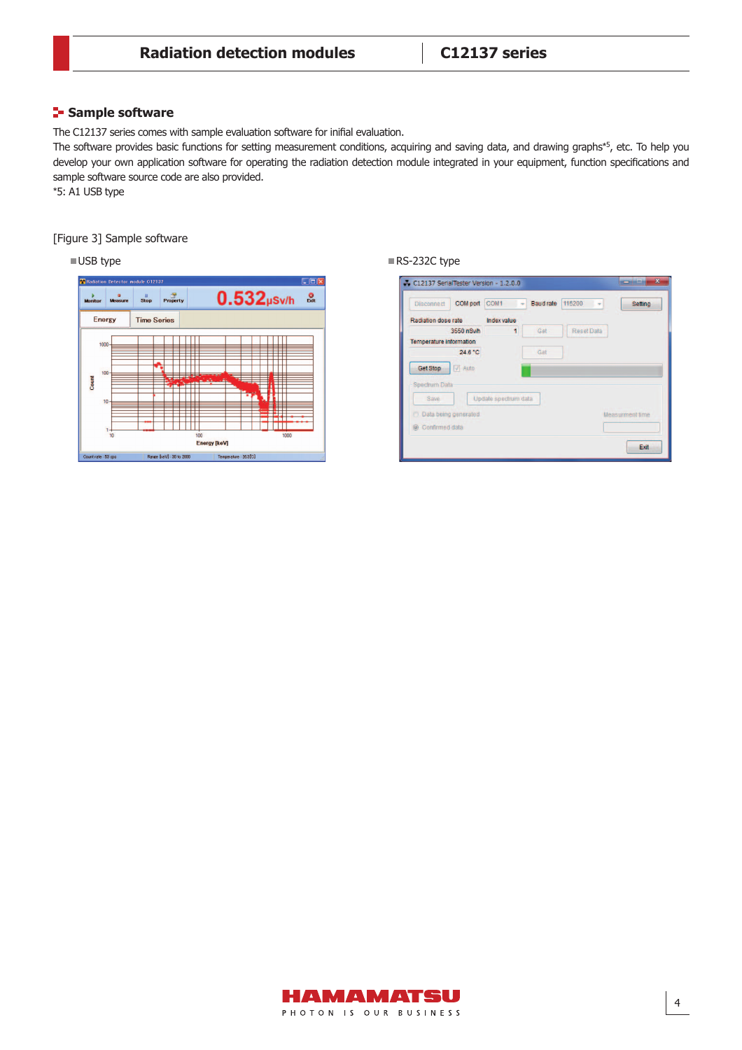## Sample software

The C12137 series comes with sample evaluation software for inifial evaluation.
The software provides basic functions for setting measurement conditions, acquiring and saving data, and drawing graphs*5, etc. To help you develop your own application software for operating the radiation detection module integrated in your equipment, function specifications and sample software source code are also provided.
*5: A1 USB type

[Figure 3] Sample software

■USB type

■RS-232C type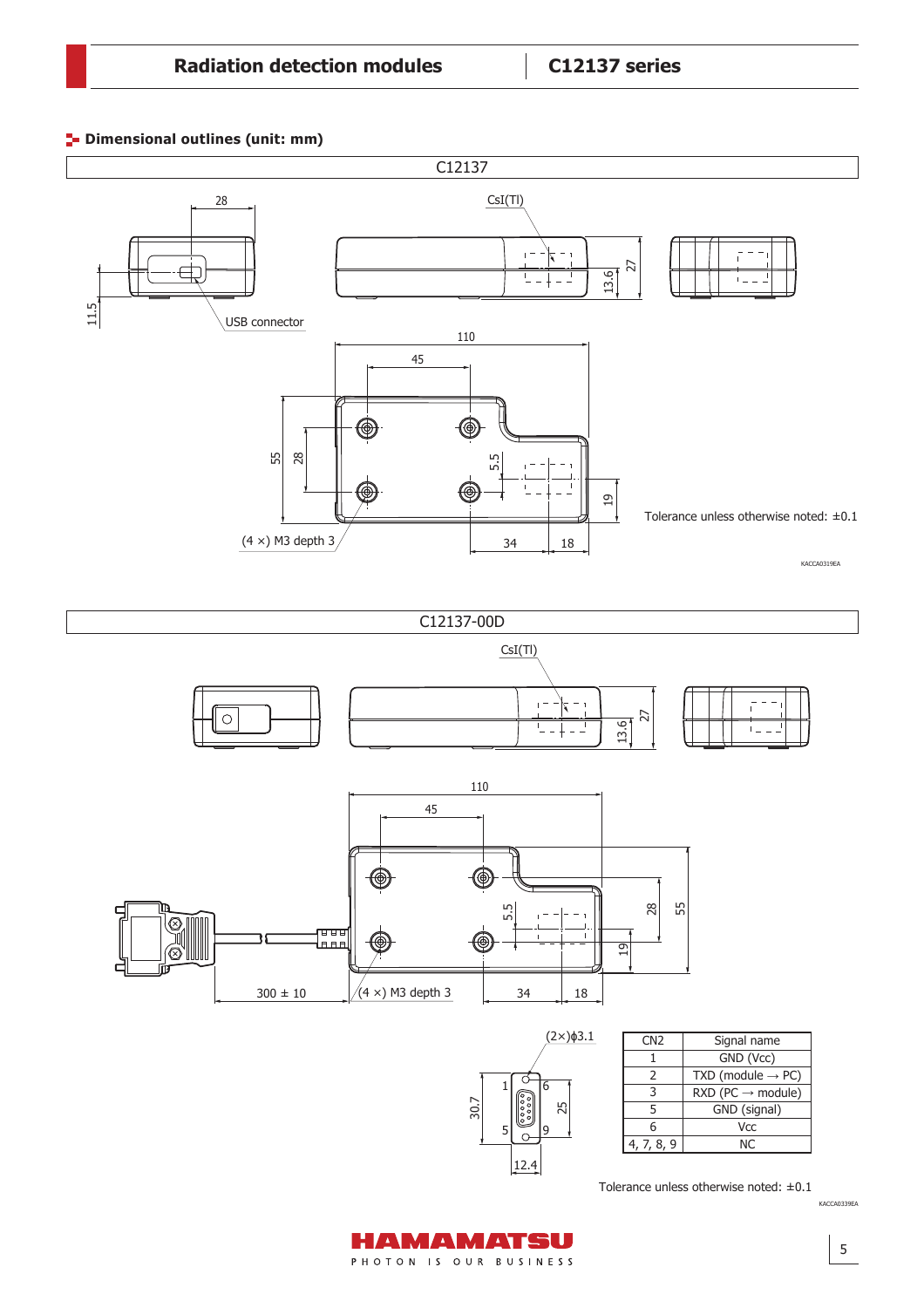## Dimensional outlines (unit: mm)

### C12137

CsI(Tl)

USB connector

(4 ×) M3 depth 3

Tolerance unless otherwise noted: ±0.1

KACCA0319EA

### C12137-00D

CsI(Tl)

300 ± 10

(4 ×) M3 depth 3

(2×)ϕ3.1

| CN2 | Signal name |
|---|---|
| 1 | GND (Vcc) |
| 2 | TXD (module → PC) |
| 3 | RXD (PC → module) |
| 5 | GND (signal) |
| 6 | Vcc |
| 4, 7, 8, 9 | NC |

Tolerance unless otherwise noted: ±0.1

KACCA0339EA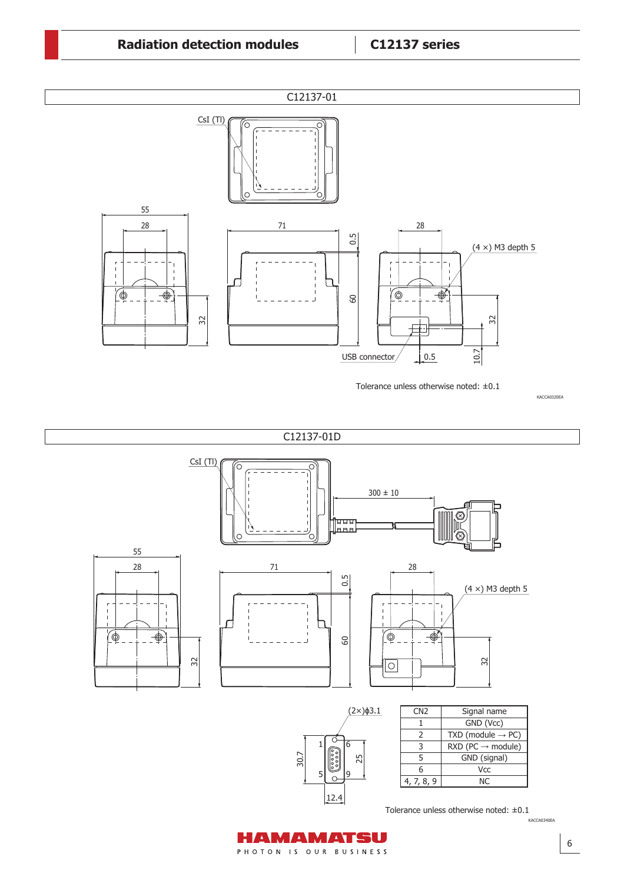## C12137-01

CsI (Tl)

55

28

71

0.5

28

(4 ×) M3 depth 5

32

60

32

USB connector

0.5

10.7

Tolerance unless otherwise noted: ±0.1

KACCA0320EA

## C12137-01D

CsI (Tl)

300 ± 10

55

28

71

0.5

28

(4 ×) M3 depth 5

32

60

32

(2×)ϕ3.1

30.7

1

5

6

9

25

12.4

| CN2 | Signal name |
|---|---|
| 1 | GND (Vcc) |
| 2 | TXD (module → PC) |
| 3 | RXD (PC → module) |
| 5 | GND (signal) |
| 6 | Vcc |
| 4, 7, 8, 9 | NC |

Tolerance unless otherwise noted: ±0.1

KACCA0340EA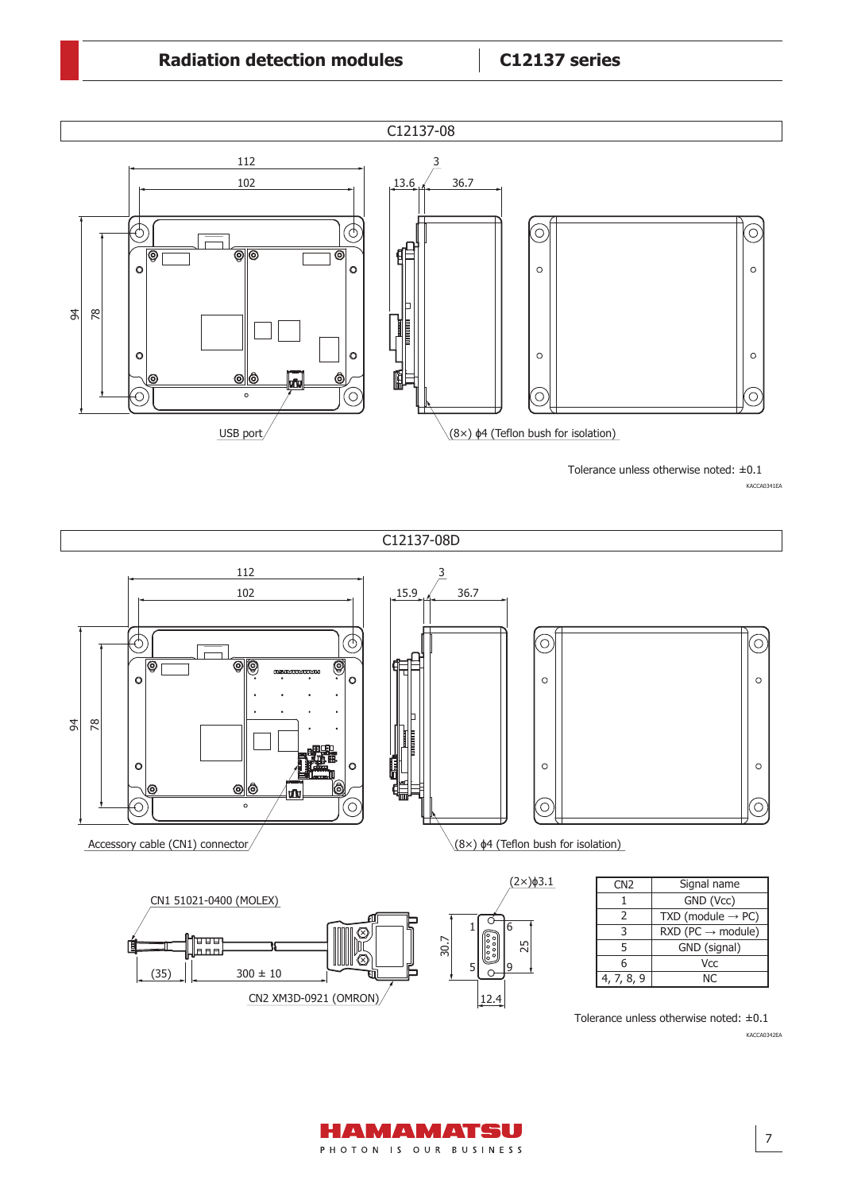## C12137-08

112

102

3

13.6

36.7

94

78

USB port

(8×) ϕ4 (Teflon bush for isolation)

Tolerance unless otherwise noted: ±0.1

KACCA0341EA

## C12137-08D

112

102

3

15.9

36.7

94

78

Accessory cable (CN1) connector

(8×) ϕ4 (Teflon bush for isolation)

CN1 51021-0400 (MOLEX)

(35)

300 ± 10

CN2 XM3D-0921 (OMRON)

(2×)ϕ3.1

30.7

25

12.4

| CN2 | Signal name |
|---|---|
| 1 | GND (Vcc) |
| 2 | TXD (module → PC) |
| 3 | RXD (PC → module) |
| 5 | GND (signal) |
| 6 | Vcc |
| 4, 7, 8, 9 | NC |

Tolerance unless otherwise noted: ±0.1

KACCA0342EA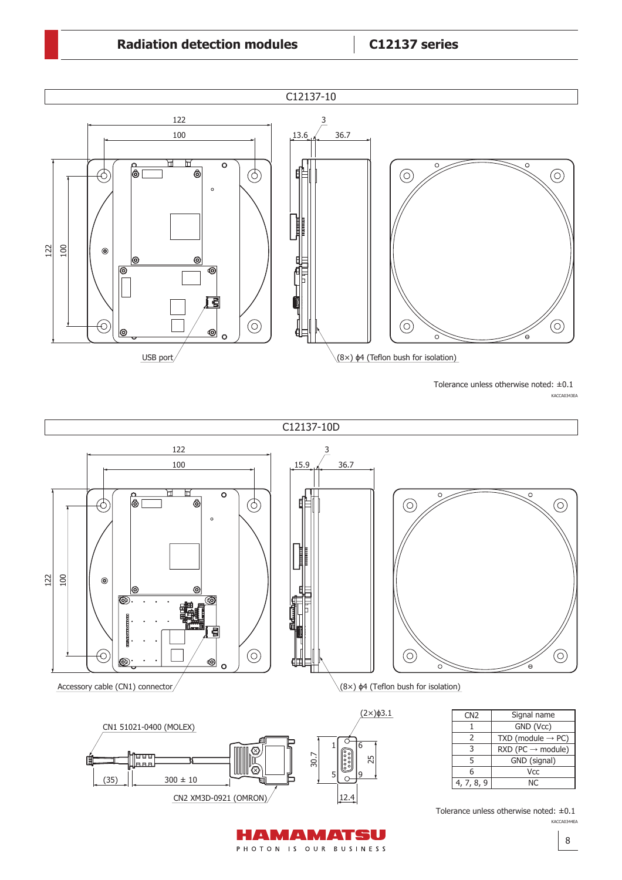## C12137-10

122

100

122

100

3

13.6

36.7

USB port

(8×) ϕ4 (Teflon bush for isolation)

Tolerance unless otherwise noted: ±0.1

KACCA0343EA

## C12137-10D

122

100

122

100

3

15.9

36.7

Accessory cable (CN1) connector

(8×) ϕ4 (Teflon bush for isolation)

CN1 51021-0400 (MOLEX)

(35)

300 ± 10

CN2 XM3D-0921 (OMRON)

(2×)ϕ3.1

30.7

25

12.4

| CN2 | Signal name |
|---|---|
| 1 | GND (Vcc) |
| 2 | TXD (module → PC) |
| 3 | RXD (PC → module) |
| 5 | GND (signal) |
| 6 | Vcc |
| 4, 7, 8, 9 | NC |

Tolerance unless otherwise noted: ±0.1

KACCA0344EA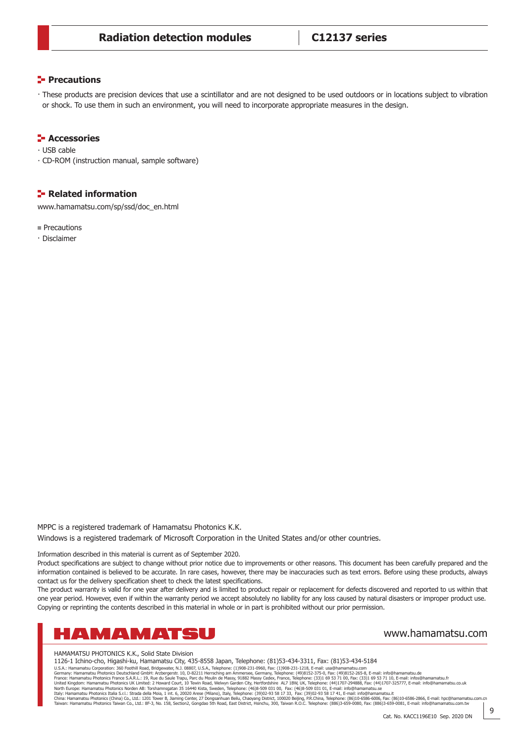## Precautions

· These products are precision devices that use a scintillator and are not designed to be used outdoors or in locations subject to vibration or shock. To use them in such an environment, you will need to incorporate appropriate measures in the design.

## Accessories

· USB cable
· CD-ROM (instruction manual, sample software)

## Related information

www.hamamatsu.com/sp/ssd/doc_en.html

■ Precautions
· Disclaimer

MPPC is a registered trademark of Hamamatsu Photonics K.K.

Windows is a registered trademark of Microsoft Corporation in the United States and/or other countries.

Information described in this material is current as of September 2020.

Product specifications are subject to change without prior notice due to improvements or other reasons. This document has been carefully prepared and the information contained is believed to be accurate. In rare cases, however, there may be inaccuracies such as text errors. Before using these products, always contact us for the delivery specification sheet to check the latest specifications.

The product warranty is valid for one year after delivery and is limited to product repair or replacement for defects discovered and reported to us within that one year period. However, even if within the warranty period we accept absolutely no liability for any loss caused by natural disasters or improper product use.

Copying or reprinting the contents described in this material in whole or in part is prohibited without our prior permission.

HAMAMATSU

www.hamamatsu.com

HAMAMATSU PHOTONICS K.K., Solid State Division
1126-1 Ichino-cho, Higashi-ku, Hamamatsu City, 435-8558 Japan, Telephone: (81)53-434-3311, Fax: (81)53-434-5184
U.S.A.: Hamamatsu Corporation: 360 Foothill Road, Bridgewater, N.J. 08807, U.S.A., Telephone: (1)908-231-0960, Fax: (1)908-231-1218, E-mail: usa@hamamatsu.com
Germany: Hamamatsu Photonics Deutschland GmbH: Arzbergerstr. 10, D-82211 Herrsching am Ammersee, Germany, Telephone: (49)8152-375-0, Fax: (49)8152-265-8, E-mail: info@hamamatsu.de
France: Hamamatsu Photonics France S.A.R.L.: 19, Rue du Saule Trapu, Parc du Moulin de Massy, 91882 Massy Cedex, France, Telephone: (33)1 69 53 71 00, Fax: (33)1 69 53 71 10, E-mail: infos@hamamatsu.fr
United Kingdom: Hamamatsu Photonics UK Limited: 2 Howard Court, 10 Tewin Road, Welwyn Garden City, Hertfordshire AL7 1BW, UK, Telephone: (44)1707-294888, Fax: (44)1707-325777, E-mail: info@hamamatsu.co.uk
North Europe: Hamamatsu Photonics Norden AB: Torshamnsgatan 35 16440 Kista, Sweden, Telephone: (46)8-509 031 00, Fax: (46)8-509 031 01, E-mail: info@hamamatsu.se
Italy: Hamamatsu Photonics Italia S.r.l.: Strada della Moia, 1 int. 6, 20020 Arese (Milano), Italy, Telephone: (39)02-93 58 17 33, Fax: (39)02-93 58 17 41, E-mail: info@hamamatsu.it
China: Hamamatsu Photonics (China) Co., Ltd.: 1201 Tower B, Jiaming Center, 27 Dongsanhuan Beilu, Chaoyang District, 100020 Beijing, P.R.China, Telephone: (86)10-6586-6006, Fax: (86)10-6586-2866, E-mail: hpc@hamamatsu.com.cn
Taiwan: Hamamatsu Photonics Taiwan Co., Ltd.: 8F-3, No. 158, Section2, Gongdao 5th Road, East District, Hsinchu, 300, Taiwan R.O.C. Telephone: (886)3-659-0080, Fax: (886)3-659-0081, E-mail: info@hamamatsu.com.tw

Cat. No. KACC1196E10 Sep. 2020 DN